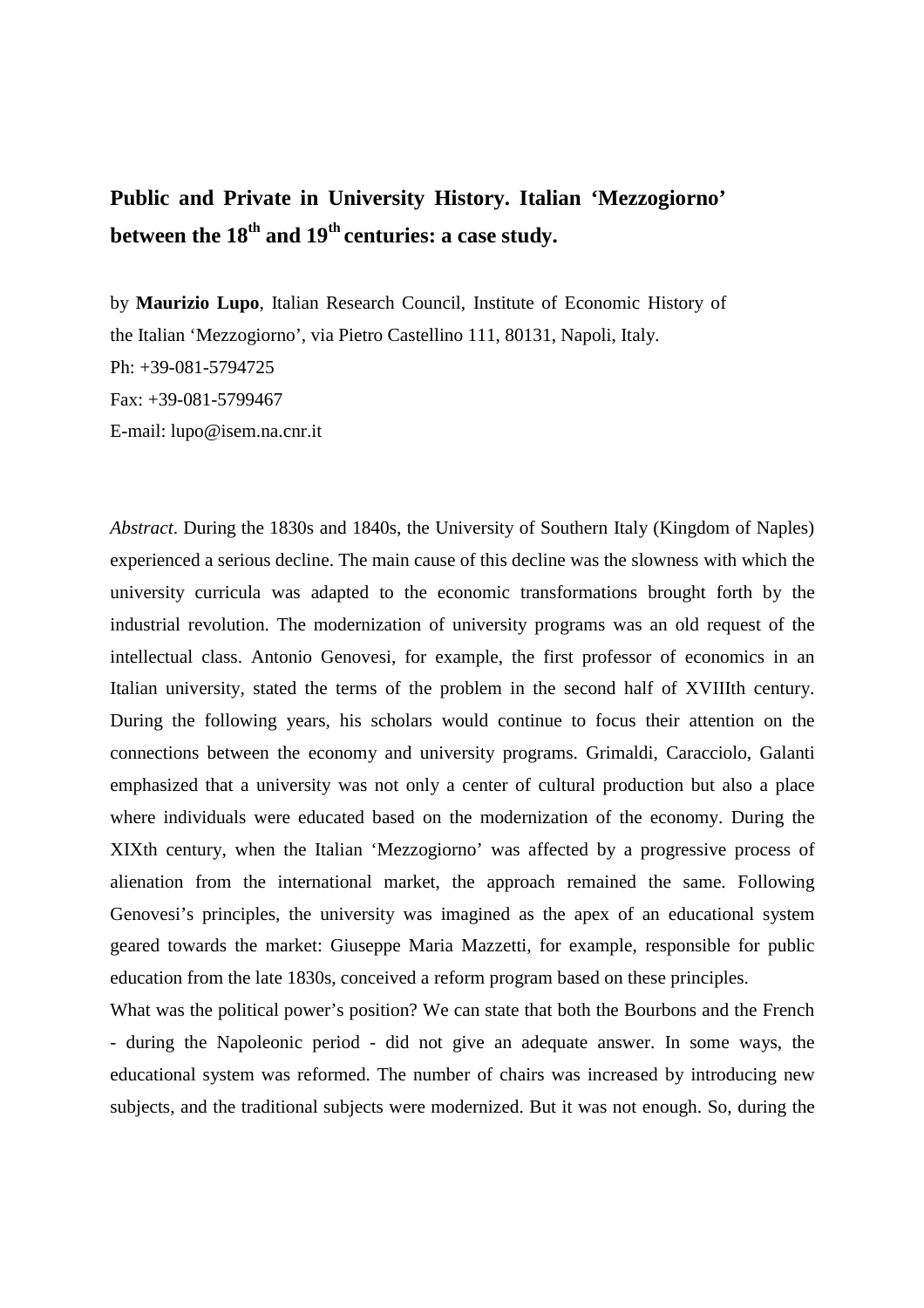# Public and Private in University History. Italian 'Mezzogiorno' between the 18th and 19th centuries: a case study.

by **Maurizio Lupo**, Italian Research Council, Institute of Economic History of the Italian 'Mezzogiorno', via Pietro Castellino 111, 80131, Napoli, Italy.
Ph: +39-081-5794725
Fax: +39-081-5799467
E-mail: lupo@isem.na.cnr.it

*Abstract*. During the 1830s and 1840s, the University of Southern Italy (Kingdom of Naples) experienced a serious decline. The main cause of this decline was the slowness with which the university curricula was adapted to the economic transformations brought forth by the industrial revolution. The modernization of university programs was an old request of the intellectual class. Antonio Genovesi, for example, the first professor of economics in an Italian university, stated the terms of the problem in the second half of XVIIIth century. During the following years, his scholars would continue to focus their attention on the connections between the economy and university programs. Grimaldi, Caracciolo, Galanti emphasized that a university was not only a center of cultural production but also a place where individuals were educated based on the modernization of the economy. During the XIXth century, when the Italian 'Mezzogiorno' was affected by a progressive process of alienation from the international market, the approach remained the same. Following Genovesi's principles, the university was imagined as the apex of an educational system geared towards the market: Giuseppe Maria Mazzetti, for example, responsible for public education from the late 1830s, conceived a reform program based on these principles.

What was the political power's position? We can state that both the Bourbons and the French - during the Napoleonic period - did not give an adequate answer. In some ways, the educational system was reformed. The number of chairs was increased by introducing new subjects, and the traditional subjects were modernized. But it was not enough. So, during the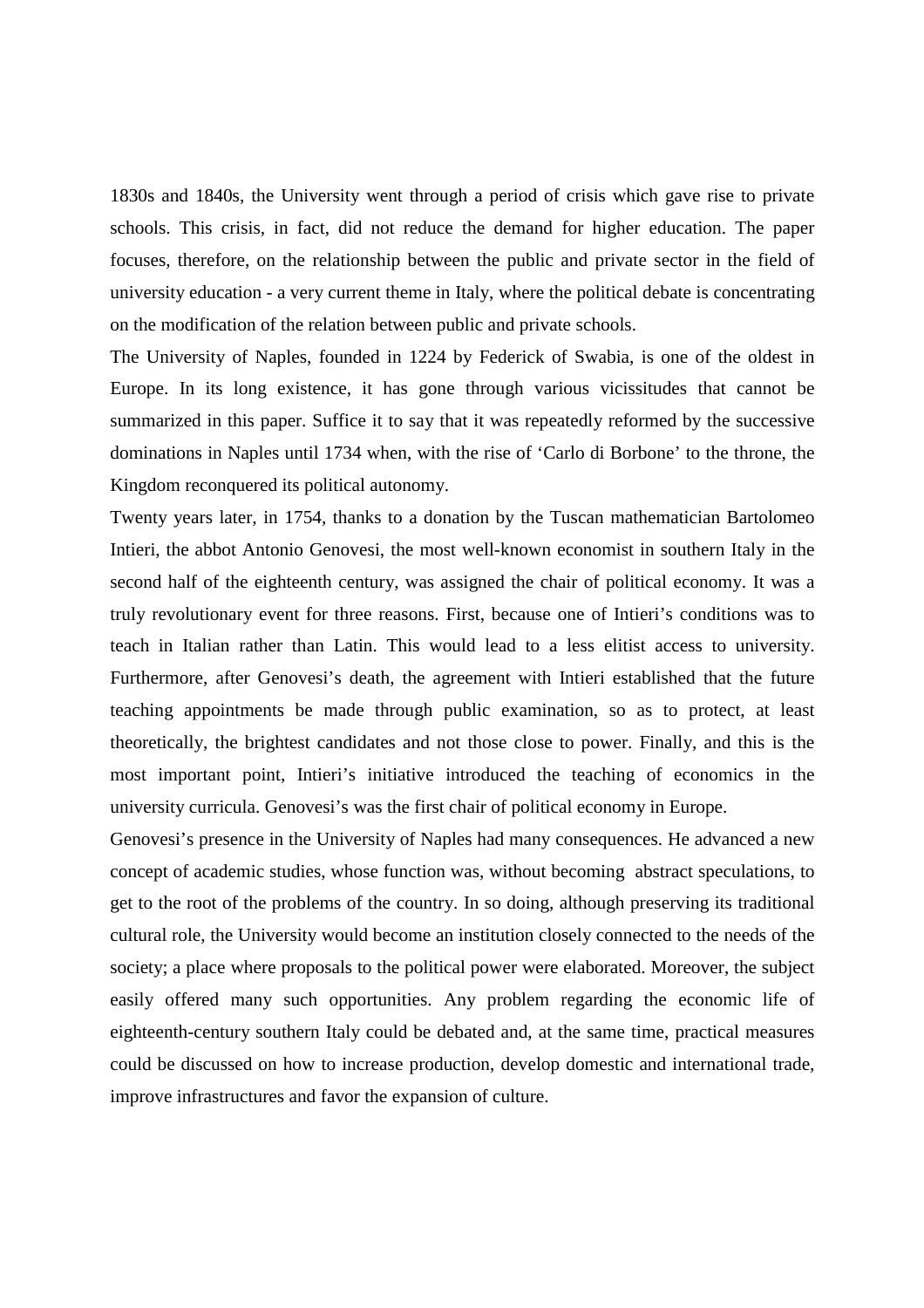1830s and 1840s, the University went through a period of crisis which gave rise to private schools. This crisis, in fact, did not reduce the demand for higher education. The paper focuses, therefore, on the relationship between the public and private sector in the field of university education - a very current theme in Italy, where the political debate is concentrating on the modification of the relation between public and private schools.

The University of Naples, founded in 1224 by Federick of Swabia, is one of the oldest in Europe. In its long existence, it has gone through various vicissitudes that cannot be summarized in this paper. Suffice it to say that it was repeatedly reformed by the successive dominations in Naples until 1734 when, with the rise of 'Carlo di Borbone' to the throne, the Kingdom reconquered its political autonomy.

Twenty years later, in 1754, thanks to a donation by the Tuscan mathematician Bartolomeo Intieri, the abbot Antonio Genovesi, the most well-known economist in southern Italy in the second half of the eighteenth century, was assigned the chair of political economy. It was a truly revolutionary event for three reasons. First, because one of Intieri's conditions was to teach in Italian rather than Latin. This would lead to a less elitist access to university. Furthermore, after Genovesi's death, the agreement with Intieri established that the future teaching appointments be made through public examination, so as to protect, at least theoretically, the brightest candidates and not those close to power. Finally, and this is the most important point, Intieri's initiative introduced the teaching of economics in the university curricula. Genovesi's was the first chair of political economy in Europe.

Genovesi's presence in the University of Naples had many consequences. He advanced a new concept of academic studies, whose function was, without becoming abstract speculations, to get to the root of the problems of the country. In so doing, although preserving its traditional cultural role, the University would become an institution closely connected to the needs of the society; a place where proposals to the political power were elaborated. Moreover, the subject easily offered many such opportunities. Any problem regarding the economic life of eighteenth-century southern Italy could be debated and, at the same time, practical measures could be discussed on how to increase production, develop domestic and international trade, improve infrastructures and favor the expansion of culture.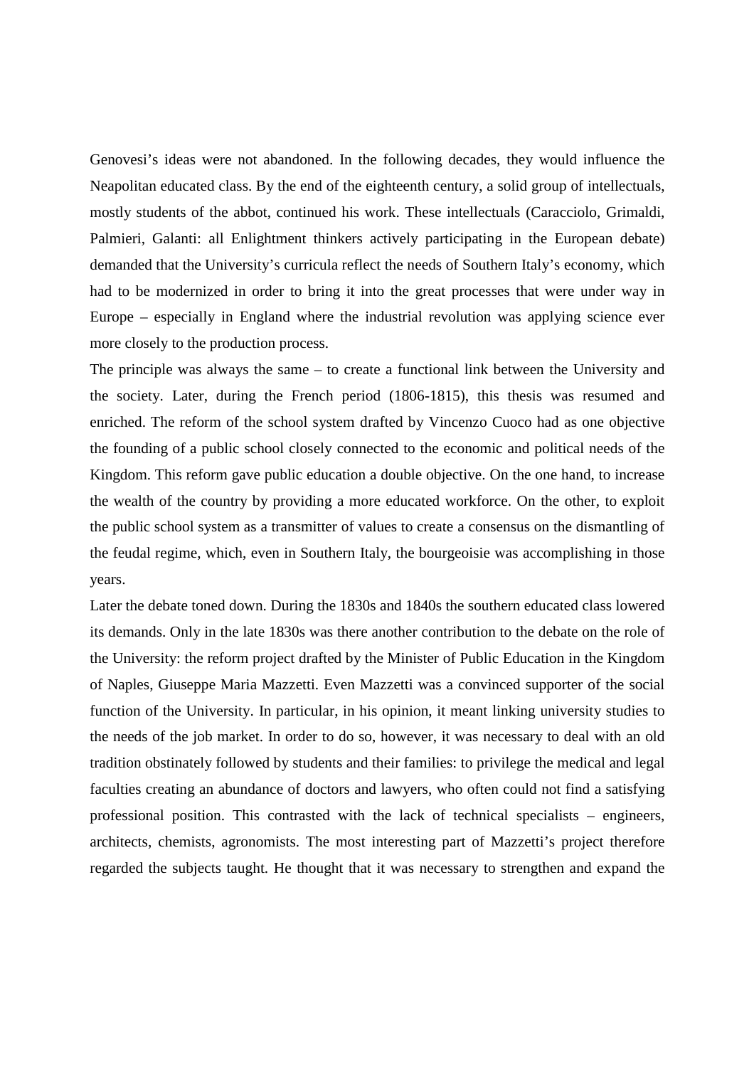Genovesi's ideas were not abandoned. In the following decades, they would influence the Neapolitan educated class. By the end of the eighteenth century, a solid group of intellectuals, mostly students of the abbot, continued his work. These intellectuals (Caracciolo, Grimaldi, Palmieri, Galanti: all Enlightment thinkers actively participating in the European debate) demanded that the University's curricula reflect the needs of Southern Italy's economy, which had to be modernized in order to bring it into the great processes that were under way in Europe – especially in England where the industrial revolution was applying science ever more closely to the production process.

The principle was always the same – to create a functional link between the University and the society. Later, during the French period (1806-1815), this thesis was resumed and enriched. The reform of the school system drafted by Vincenzo Cuoco had as one objective the founding of a public school closely connected to the economic and political needs of the Kingdom. This reform gave public education a double objective. On the one hand, to increase the wealth of the country by providing a more educated workforce. On the other, to exploit the public school system as a transmitter of values to create a consensus on the dismantling of the feudal regime, which, even in Southern Italy, the bourgeoisie was accomplishing in those years.

Later the debate toned down. During the 1830s and 1840s the southern educated class lowered its demands. Only in the late 1830s was there another contribution to the debate on the role of the University: the reform project drafted by the Minister of Public Education in the Kingdom of Naples, Giuseppe Maria Mazzetti. Even Mazzetti was a convinced supporter of the social function of the University. In particular, in his opinion, it meant linking university studies to the needs of the job market. In order to do so, however, it was necessary to deal with an old tradition obstinately followed by students and their families: to privilege the medical and legal faculties creating an abundance of doctors and lawyers, who often could not find a satisfying professional position. This contrasted with the lack of technical specialists – engineers, architects, chemists, agronomists. The most interesting part of Mazzetti's project therefore regarded the subjects taught. He thought that it was necessary to strengthen and expand the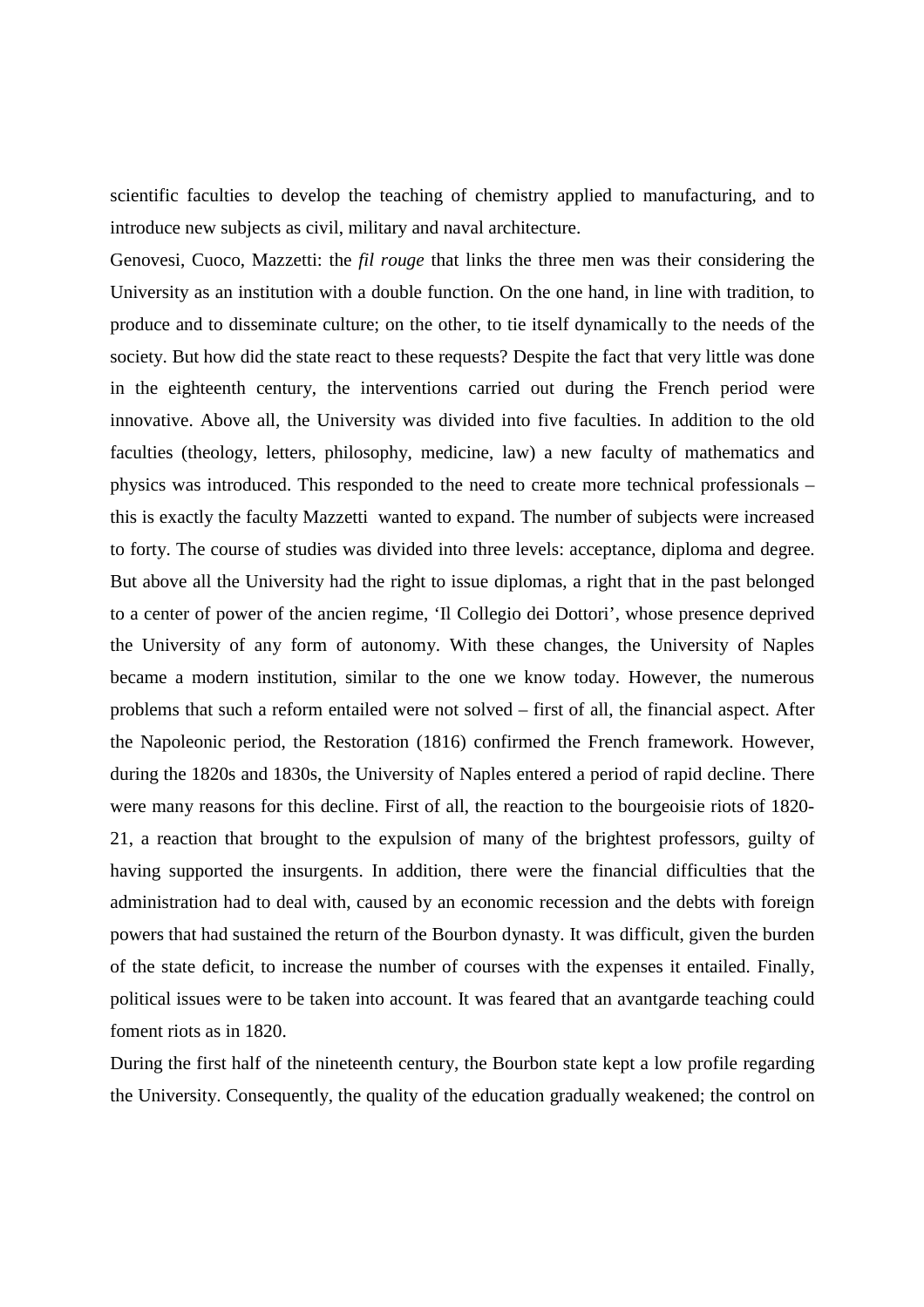scientific faculties to develop the teaching of chemistry applied to manufacturing, and to introduce new subjects as civil, military and naval architecture.

Genovesi, Cuoco, Mazzetti: the *fil rouge* that links the three men was their considering the University as an institution with a double function. On the one hand, in line with tradition, to produce and to disseminate culture; on the other, to tie itself dynamically to the needs of the society. But how did the state react to these requests? Despite the fact that very little was done in the eighteenth century, the interventions carried out during the French period were innovative. Above all, the University was divided into five faculties. In addition to the old faculties (theology, letters, philosophy, medicine, law) a new faculty of mathematics and physics was introduced. This responded to the need to create more technical professionals – this is exactly the faculty Mazzetti wanted to expand. The number of subjects were increased to forty. The course of studies was divided into three levels: acceptance, diploma and degree. But above all the University had the right to issue diplomas, a right that in the past belonged to a center of power of the ancien regime, 'Il Collegio dei Dottori', whose presence deprived the University of any form of autonomy. With these changes, the University of Naples became a modern institution, similar to the one we know today. However, the numerous problems that such a reform entailed were not solved – first of all, the financial aspect. After the Napoleonic period, the Restoration (1816) confirmed the French framework. However, during the 1820s and 1830s, the University of Naples entered a period of rapid decline. There were many reasons for this decline. First of all, the reaction to the bourgeoisie riots of 1820-21, a reaction that brought to the expulsion of many of the brightest professors, guilty of having supported the insurgents. In addition, there were the financial difficulties that the administration had to deal with, caused by an economic recession and the debts with foreign powers that had sustained the return of the Bourbon dynasty. It was difficult, given the burden of the state deficit, to increase the number of courses with the expenses it entailed. Finally, political issues were to be taken into account. It was feared that an avantgarde teaching could foment riots as in 1820.

During the first half of the nineteenth century, the Bourbon state kept a low profile regarding the University. Consequently, the quality of the education gradually weakened; the control on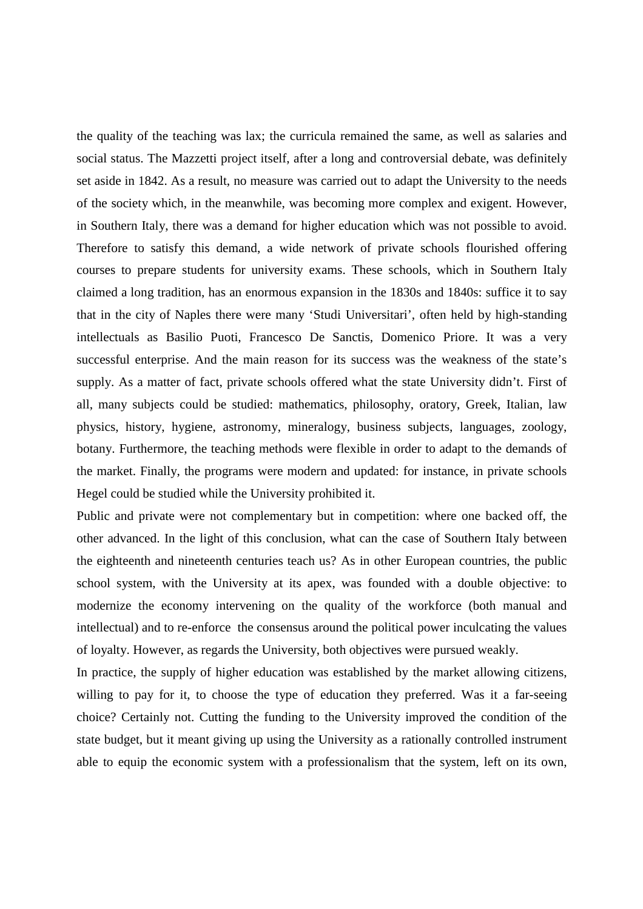the quality of the teaching was lax; the curricula remained the same, as well as salaries and social status. The Mazzetti project itself, after a long and controversial debate, was definitely set aside in 1842. As a result, no measure was carried out to adapt the University to the needs of the society which, in the meanwhile, was becoming more complex and exigent. However, in Southern Italy, there was a demand for higher education which was not possible to avoid. Therefore to satisfy this demand, a wide network of private schools flourished offering courses to prepare students for university exams. These schools, which in Southern Italy claimed a long tradition, has an enormous expansion in the 1830s and 1840s: suffice it to say that in the city of Naples there were many 'Studi Universitari', often held by high-standing intellectuals as Basilio Puoti, Francesco De Sanctis, Domenico Priore. It was a very successful enterprise. And the main reason for its success was the weakness of the state's supply. As a matter of fact, private schools offered what the state University didn't. First of all, many subjects could be studied: mathematics, philosophy, oratory, Greek, Italian, law physics, history, hygiene, astronomy, mineralogy, business subjects, languages, zoology, botany. Furthermore, the teaching methods were flexible in order to adapt to the demands of the market. Finally, the programs were modern and updated: for instance, in private schools Hegel could be studied while the University prohibited it.

Public and private were not complementary but in competition: where one backed off, the other advanced. In the light of this conclusion, what can the case of Southern Italy between the eighteenth and nineteenth centuries teach us? As in other European countries, the public school system, with the University at its apex, was founded with a double objective: to modernize the economy intervening on the quality of the workforce (both manual and intellectual) and to re-enforce the consensus around the political power inculcating the values of loyalty. However, as regards the University, both objectives were pursued weakly.

In practice, the supply of higher education was established by the market allowing citizens, willing to pay for it, to choose the type of education they preferred. Was it a far-seeing choice? Certainly not. Cutting the funding to the University improved the condition of the state budget, but it meant giving up using the University as a rationally controlled instrument able to equip the economic system with a professionalism that the system, left on its own,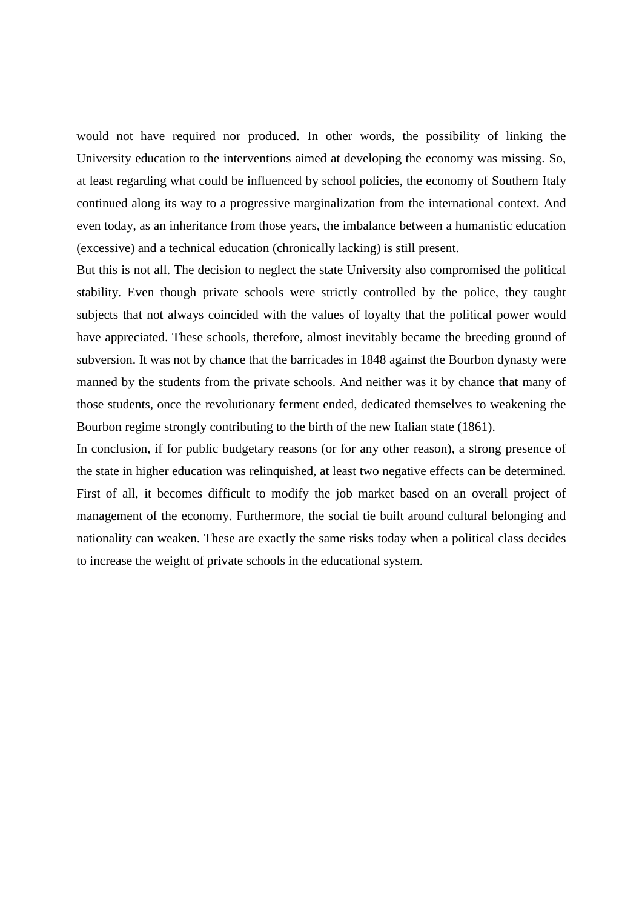would not have required nor produced. In other words, the possibility of linking the University education to the interventions aimed at developing the economy was missing. So, at least regarding what could be influenced by school policies, the economy of Southern Italy continued along its way to a progressive marginalization from the international context. And even today, as an inheritance from those years, the imbalance between a humanistic education (excessive) and a technical education (chronically lacking) is still present.

But this is not all. The decision to neglect the state University also compromised the political stability. Even though private schools were strictly controlled by the police, they taught subjects that not always coincided with the values of loyalty that the political power would have appreciated. These schools, therefore, almost inevitably became the breeding ground of subversion. It was not by chance that the barricades in 1848 against the Bourbon dynasty were manned by the students from the private schools. And neither was it by chance that many of those students, once the revolutionary ferment ended, dedicated themselves to weakening the Bourbon regime strongly contributing to the birth of the new Italian state (1861).

In conclusion, if for public budgetary reasons (or for any other reason), a strong presence of the state in higher education was relinquished, at least two negative effects can be determined. First of all, it becomes difficult to modify the job market based on an overall project of management of the economy. Furthermore, the social tie built around cultural belonging and nationality can weaken. These are exactly the same risks today when a political class decides to increase the weight of private schools in the educational system.